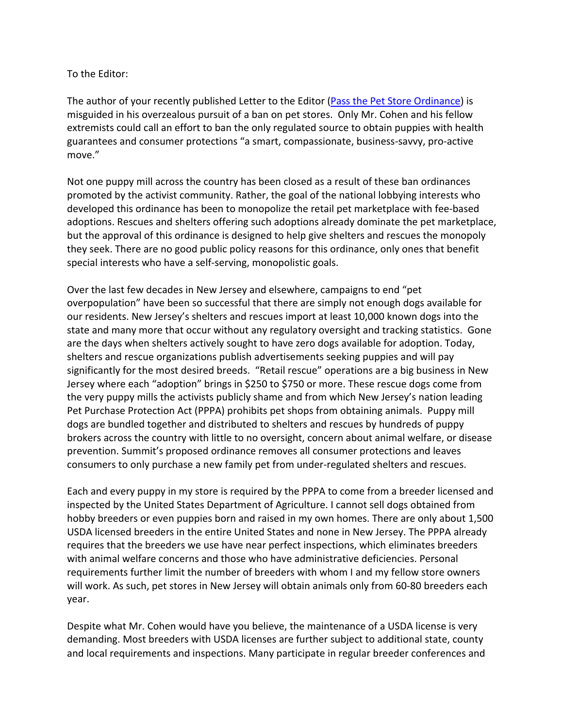To the Editor:

The author of your recently published Letter to the Editor ([Pass the Pet Store Ordinance]) is misguided in his overzealous pursuit of a ban on pet stores. Only Mr. Cohen and his fellow extremists could call an effort to ban the only regulated source to obtain puppies with health guarantees and consumer protections "a smart, compassionate, business-savvy, pro-active move."

Not one puppy mill across the country has been closed as a result of these ban ordinances promoted by the activist community. Rather, the goal of the national lobbying interests who developed this ordinance has been to monopolize the retail pet marketplace with fee-based adoptions. Rescues and shelters offering such adoptions already dominate the pet marketplace, but the approval of this ordinance is designed to help give shelters and rescues the monopoly they seek. There are no good public policy reasons for this ordinance, only ones that benefit special interests who have a self-serving, monopolistic goals.

Over the last few decades in New Jersey and elsewhere, campaigns to end "pet overpopulation" have been so successful that there are simply not enough dogs available for our residents. New Jersey's shelters and rescues import at least 10,000 known dogs into the state and many more that occur without any regulatory oversight and tracking statistics. Gone are the days when shelters actively sought to have zero dogs available for adoption. Today, shelters and rescue organizations publish advertisements seeking puppies and will pay significantly for the most desired breeds. "Retail rescue" operations are a big business in New Jersey where each "adoption" brings in $250 to $750 or more. These rescue dogs come from the very puppy mills the activists publicly shame and from which New Jersey's nation leading Pet Purchase Protection Act (PPPA) prohibits pet shops from obtaining animals. Puppy mill dogs are bundled together and distributed to shelters and rescues by hundreds of puppy brokers across the country with little to no oversight, concern about animal welfare, or disease prevention. Summit's proposed ordinance removes all consumer protections and leaves consumers to only purchase a new family pet from under-regulated shelters and rescues.

Each and every puppy in my store is required by the PPPA to come from a breeder licensed and inspected by the United States Department of Agriculture. I cannot sell dogs obtained from hobby breeders or even puppies born and raised in my own homes. There are only about 1,500 USDA licensed breeders in the entire United States and none in New Jersey. The PPPA already requires that the breeders we use have near perfect inspections, which eliminates breeders with animal welfare concerns and those who have administrative deficiencies. Personal requirements further limit the number of breeders with whom I and my fellow store owners will work. As such, pet stores in New Jersey will obtain animals only from 60-80 breeders each year.

Despite what Mr. Cohen would have you believe, the maintenance of a USDA license is very demanding. Most breeders with USDA licenses are further subject to additional state, county and local requirements and inspections. Many participate in regular breeder conferences and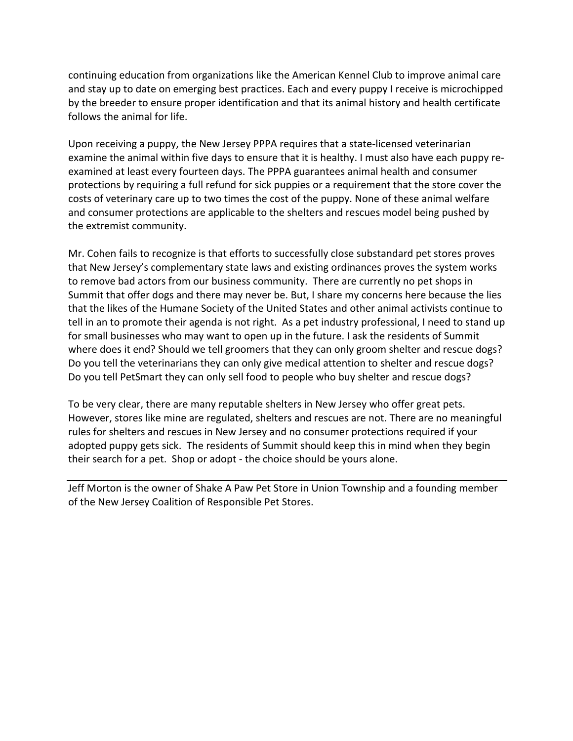continuing education from organizations like the American Kennel Club to improve animal care and stay up to date on emerging best practices. Each and every puppy I receive is microchipped by the breeder to ensure proper identification and that its animal history and health certificate follows the animal for life.

Upon receiving a puppy, the New Jersey PPPA requires that a state-licensed veterinarian examine the animal within five days to ensure that it is healthy. I must also have each puppy re-examined at least every fourteen days. The PPPA guarantees animal health and consumer protections by requiring a full refund for sick puppies or a requirement that the store cover the costs of veterinary care up to two times the cost of the puppy. None of these animal welfare and consumer protections are applicable to the shelters and rescues model being pushed by the extremist community.

Mr. Cohen fails to recognize is that efforts to successfully close substandard pet stores proves that New Jersey's complementary state laws and existing ordinances proves the system works to remove bad actors from our business community. There are currently no pet shops in Summit that offer dogs and there may never be. But, I share my concerns here because the lies that the likes of the Humane Society of the United States and other animal activists continue to tell in an to promote their agenda is not right. As a pet industry professional, I need to stand up for small businesses who may want to open up in the future. I ask the residents of Summit where does it end? Should we tell groomers that they can only groom shelter and rescue dogs? Do you tell the veterinarians they can only give medical attention to shelter and rescue dogs? Do you tell PetSmart they can only sell food to people who buy shelter and rescue dogs?

To be very clear, there are many reputable shelters in New Jersey who offer great pets. However, stores like mine are regulated, shelters and rescues are not. There are no meaningful rules for shelters and rescues in New Jersey and no consumer protections required if your adopted puppy gets sick. The residents of Summit should keep this in mind when they begin their search for a pet. Shop or adopt - the choice should be yours alone.

---

Jeff Morton is the owner of Shake A Paw Pet Store in Union Township and a founding member of the New Jersey Coalition of Responsible Pet Stores.